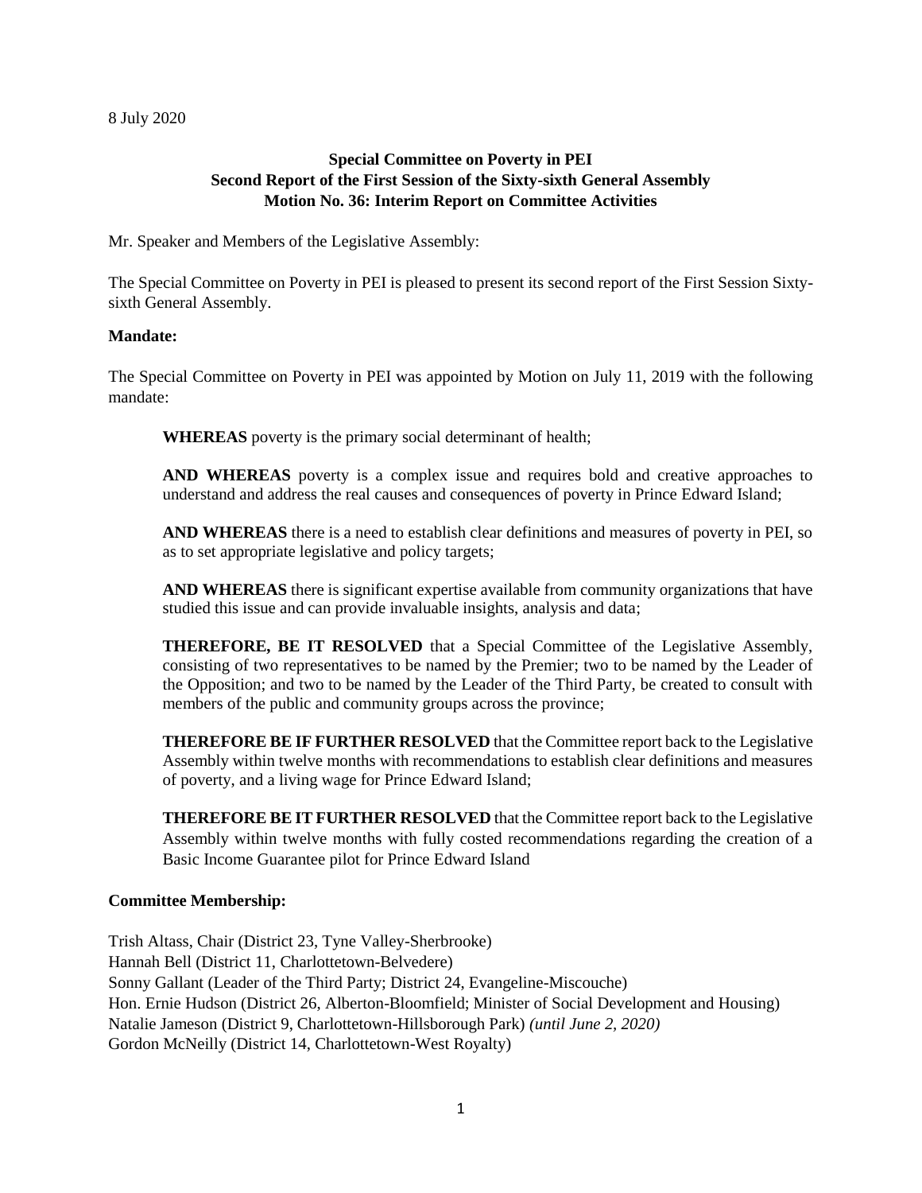8 July 2020

**Special Committee on Poverty in PEI**
**Second Report of the First Session of the Sixty-sixth General Assembly**
**Motion No. 36: Interim Report on Committee Activities**

Mr. Speaker and Members of the Legislative Assembly:

The Special Committee on Poverty in PEI is pleased to present its second report of the First Session Sixty-sixth General Assembly.

**Mandate:**

The Special Committee on Poverty in PEI was appointed by Motion on July 11, 2019 with the following mandate:

> **WHEREAS** poverty is the primary social determinant of health;
>
> **AND WHEREAS** poverty is a complex issue and requires bold and creative approaches to understand and address the real causes and consequences of poverty in Prince Edward Island;
>
> **AND WHEREAS** there is a need to establish clear definitions and measures of poverty in PEI, so as to set appropriate legislative and policy targets;
>
> **AND WHEREAS** there is significant expertise available from community organizations that have studied this issue and can provide invaluable insights, analysis and data;
>
> **THEREFORE, BE IT RESOLVED** that a Special Committee of the Legislative Assembly, consisting of two representatives to be named by the Premier; two to be named by the Leader of the Opposition; and two to be named by the Leader of the Third Party, be created to consult with members of the public and community groups across the province;
>
> **THEREFORE BE IF FURTHER RESOLVED** that the Committee report back to the Legislative Assembly within twelve months with recommendations to establish clear definitions and measures of poverty, and a living wage for Prince Edward Island;
>
> **THEREFORE BE IT FURTHER RESOLVED** that the Committee report back to the Legislative Assembly within twelve months with fully costed recommendations regarding the creation of a Basic Income Guarantee pilot for Prince Edward Island

**Committee Membership:**

Trish Altass, Chair (District 23, Tyne Valley-Sherbrooke)
Hannah Bell (District 11, Charlottetown-Belvedere)
Sonny Gallant (Leader of the Third Party; District 24, Evangeline-Miscouche)
Hon. Ernie Hudson (District 26, Alberton-Bloomfield; Minister of Social Development and Housing)
Natalie Jameson (District 9, Charlottetown-Hillsborough Park) *(until June 2, 2020)*
Gordon McNeilly (District 14, Charlottetown-West Royalty)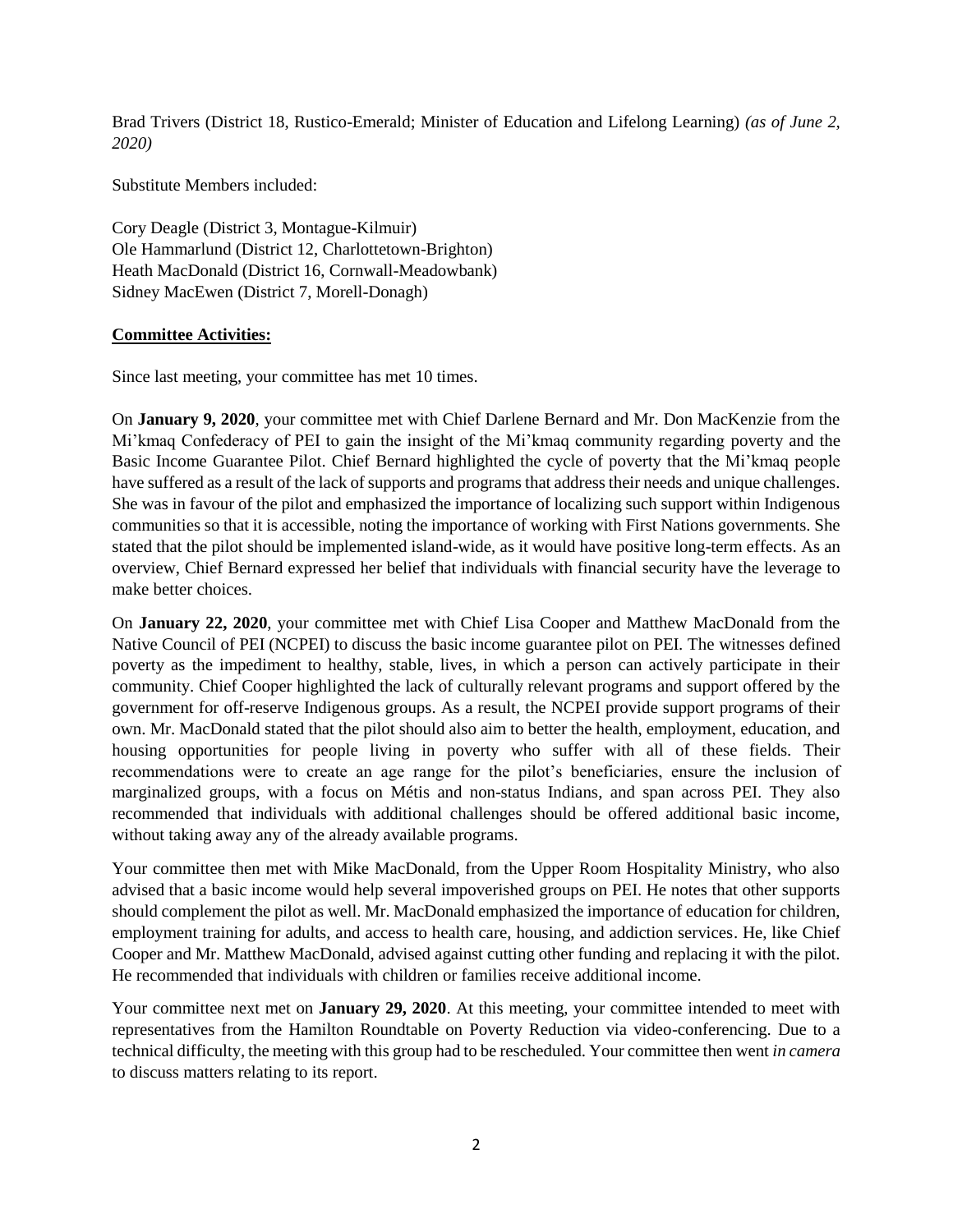Brad Trivers (District 18, Rustico-Emerald; Minister of Education and Lifelong Learning) *(as of June 2, 2020)*

Substitute Members included:

Cory Deagle (District 3, Montague-Kilmuir)
Ole Hammarlund (District 12, Charlottetown-Brighton)
Heath MacDonald (District 16, Cornwall-Meadowbank)
Sidney MacEwen (District 7, Morell-Donagh)

**Committee Activities:**

Since last meeting, your committee has met 10 times.

On **January 9, 2020**, your committee met with Chief Darlene Bernard and Mr. Don MacKenzie from the Mi'kmaq Confederacy of PEI to gain the insight of the Mi'kmaq community regarding poverty and the Basic Income Guarantee Pilot. Chief Bernard highlighted the cycle of poverty that the Mi'kmaq people have suffered as a result of the lack of supports and programs that address their needs and unique challenges. She was in favour of the pilot and emphasized the importance of localizing such support within Indigenous communities so that it is accessible, noting the importance of working with First Nations governments. She stated that the pilot should be implemented island-wide, as it would have positive long-term effects. As an overview, Chief Bernard expressed her belief that individuals with financial security have the leverage to make better choices.

On **January 22, 2020**, your committee met with Chief Lisa Cooper and Matthew MacDonald from the Native Council of PEI (NCPEI) to discuss the basic income guarantee pilot on PEI. The witnesses defined poverty as the impediment to healthy, stable, lives, in which a person can actively participate in their community. Chief Cooper highlighted the lack of culturally relevant programs and support offered by the government for off-reserve Indigenous groups. As a result, the NCPEI provide support programs of their own. Mr. MacDonald stated that the pilot should also aim to better the health, employment, education, and housing opportunities for people living in poverty who suffer with all of these fields. Their recommendations were to create an age range for the pilot's beneficiaries, ensure the inclusion of marginalized groups, with a focus on Métis and non-status Indians, and span across PEI. They also recommended that individuals with additional challenges should be offered additional basic income, without taking away any of the already available programs.

Your committee then met with Mike MacDonald, from the Upper Room Hospitality Ministry, who also advised that a basic income would help several impoverished groups on PEI. He notes that other supports should complement the pilot as well. Mr. MacDonald emphasized the importance of education for children, employment training for adults, and access to health care, housing, and addiction services. He, like Chief Cooper and Mr. Matthew MacDonald, advised against cutting other funding and replacing it with the pilot. He recommended that individuals with children or families receive additional income.

Your committee next met on **January 29, 2020**. At this meeting, your committee intended to meet with representatives from the Hamilton Roundtable on Poverty Reduction via video-conferencing. Due to a technical difficulty, the meeting with this group had to be rescheduled. Your committee then went *in camera* to discuss matters relating to its report.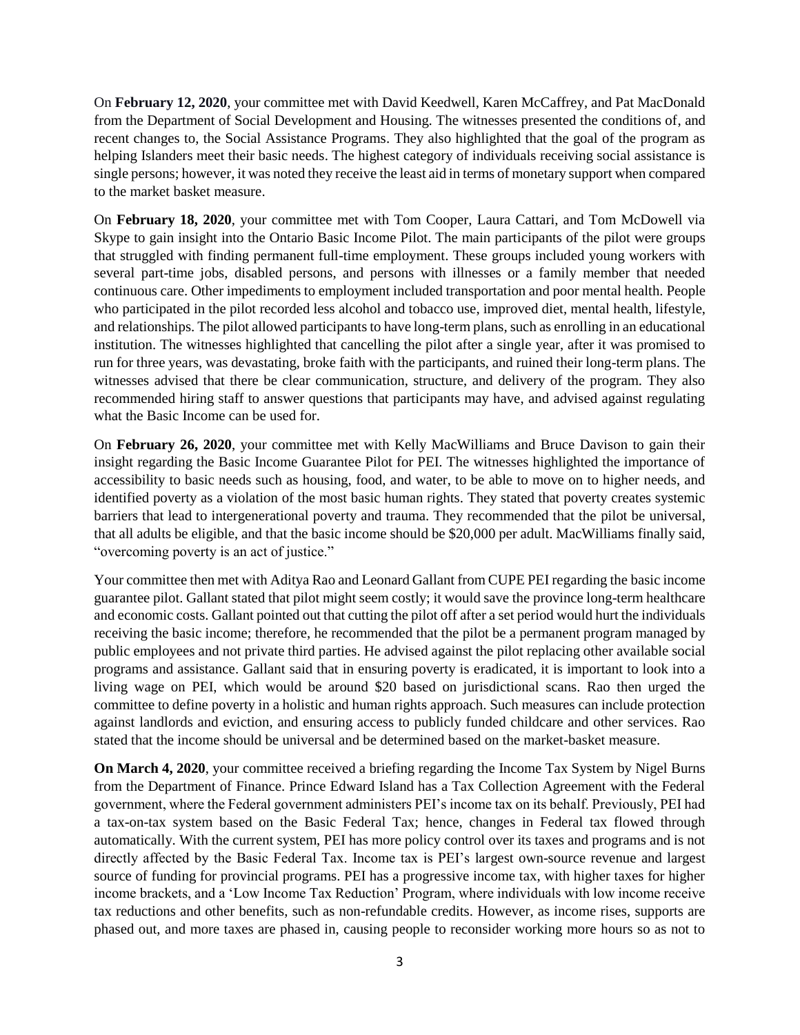On **February 12, 2020**, your committee met with David Keedwell, Karen McCaffrey, and Pat MacDonald from the Department of Social Development and Housing. The witnesses presented the conditions of, and recent changes to, the Social Assistance Programs. They also highlighted that the goal of the program as helping Islanders meet their basic needs. The highest category of individuals receiving social assistance is single persons; however, it was noted they receive the least aid in terms of monetary support when compared to the market basket measure.

On **February 18, 2020**, your committee met with Tom Cooper, Laura Cattari, and Tom McDowell via Skype to gain insight into the Ontario Basic Income Pilot. The main participants of the pilot were groups that struggled with finding permanent full-time employment. These groups included young workers with several part-time jobs, disabled persons, and persons with illnesses or a family member that needed continuous care. Other impediments to employment included transportation and poor mental health. People who participated in the pilot recorded less alcohol and tobacco use, improved diet, mental health, lifestyle, and relationships. The pilot allowed participants to have long-term plans, such as enrolling in an educational institution. The witnesses highlighted that cancelling the pilot after a single year, after it was promised to run for three years, was devastating, broke faith with the participants, and ruined their long-term plans. The witnesses advised that there be clear communication, structure, and delivery of the program. They also recommended hiring staff to answer questions that participants may have, and advised against regulating what the Basic Income can be used for.

On **February 26, 2020**, your committee met with Kelly MacWilliams and Bruce Davison to gain their insight regarding the Basic Income Guarantee Pilot for PEI. The witnesses highlighted the importance of accessibility to basic needs such as housing, food, and water, to be able to move on to higher needs, and identified poverty as a violation of the most basic human rights. They stated that poverty creates systemic barriers that lead to intergenerational poverty and trauma. They recommended that the pilot be universal, that all adults be eligible, and that the basic income should be $20,000 per adult. MacWilliams finally said, "overcoming poverty is an act of justice."

Your committee then met with Aditya Rao and Leonard Gallant from CUPE PEI regarding the basic income guarantee pilot. Gallant stated that pilot might seem costly; it would save the province long-term healthcare and economic costs. Gallant pointed out that cutting the pilot off after a set period would hurt the individuals receiving the basic income; therefore, he recommended that the pilot be a permanent program managed by public employees and not private third parties. He advised against the pilot replacing other available social programs and assistance. Gallant said that in ensuring poverty is eradicated, it is important to look into a living wage on PEI, which would be around $20 based on jurisdictional scans. Rao then urged the committee to define poverty in a holistic and human rights approach. Such measures can include protection against landlords and eviction, and ensuring access to publicly funded childcare and other services. Rao stated that the income should be universal and be determined based on the market-basket measure.

**On March 4, 2020**, your committee received a briefing regarding the Income Tax System by Nigel Burns from the Department of Finance. Prince Edward Island has a Tax Collection Agreement with the Federal government, where the Federal government administers PEI's income tax on its behalf. Previously, PEI had a tax-on-tax system based on the Basic Federal Tax; hence, changes in Federal tax flowed through automatically. With the current system, PEI has more policy control over its taxes and programs and is not directly affected by the Basic Federal Tax. Income tax is PEI's largest own-source revenue and largest source of funding for provincial programs. PEI has a progressive income tax, with higher taxes for higher income brackets, and a 'Low Income Tax Reduction' Program, where individuals with low income receive tax reductions and other benefits, such as non-refundable credits. However, as income rises, supports are phased out, and more taxes are phased in, causing people to reconsider working more hours so as not to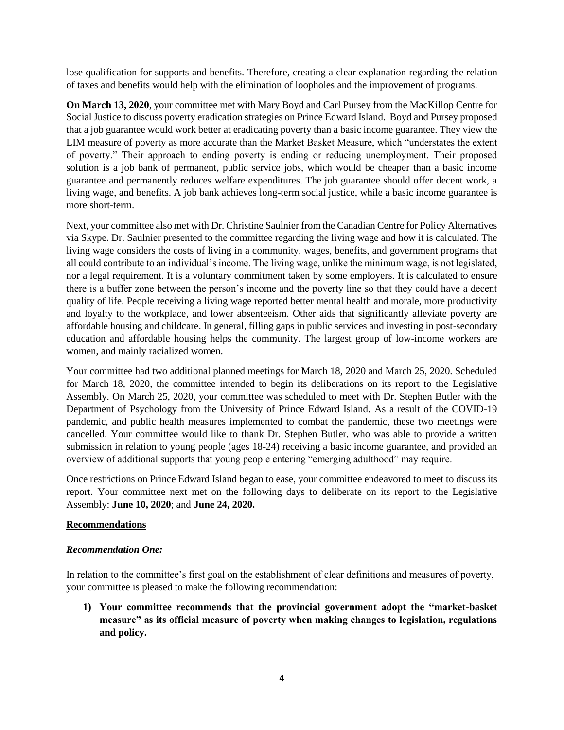lose qualification for supports and benefits. Therefore, creating a clear explanation regarding the relation of taxes and benefits would help with the elimination of loopholes and the improvement of programs.

**On March 13, 2020**, your committee met with Mary Boyd and Carl Pursey from the MacKillop Centre for Social Justice to discuss poverty eradication strategies on Prince Edward Island. Boyd and Pursey proposed that a job guarantee would work better at eradicating poverty than a basic income guarantee. They view the LIM measure of poverty as more accurate than the Market Basket Measure, which "understates the extent of poverty." Their approach to ending poverty is ending or reducing unemployment. Their proposed solution is a job bank of permanent, public service jobs, which would be cheaper than a basic income guarantee and permanently reduces welfare expenditures. The job guarantee should offer decent work, a living wage, and benefits. A job bank achieves long-term social justice, while a basic income guarantee is more short-term.

Next, your committee also met with Dr. Christine Saulnier from the Canadian Centre for Policy Alternatives via Skype. Dr. Saulnier presented to the committee regarding the living wage and how it is calculated. The living wage considers the costs of living in a community, wages, benefits, and government programs that all could contribute to an individual's income. The living wage, unlike the minimum wage, is not legislated, nor a legal requirement. It is a voluntary commitment taken by some employers. It is calculated to ensure there is a buffer zone between the person's income and the poverty line so that they could have a decent quality of life. People receiving a living wage reported better mental health and morale, more productivity and loyalty to the workplace, and lower absenteeism. Other aids that significantly alleviate poverty are affordable housing and childcare. In general, filling gaps in public services and investing in post-secondary education and affordable housing helps the community. The largest group of low-income workers are women, and mainly racialized women.

Your committee had two additional planned meetings for March 18, 2020 and March 25, 2020. Scheduled for March 18, 2020, the committee intended to begin its deliberations on its report to the Legislative Assembly. On March 25, 2020, your committee was scheduled to meet with Dr. Stephen Butler with the Department of Psychology from the University of Prince Edward Island. As a result of the COVID-19 pandemic, and public health measures implemented to combat the pandemic, these two meetings were cancelled. Your committee would like to thank Dr. Stephen Butler, who was able to provide a written submission in relation to young people (ages 18-24) receiving a basic income guarantee, and provided an overview of additional supports that young people entering "emerging adulthood" may require.

Once restrictions on Prince Edward Island began to ease, your committee endeavored to meet to discuss its report. Your committee next met on the following days to deliberate on its report to the Legislative Assembly: **June 10, 2020**; and **June 24, 2020.**

## Recommendations

### *Recommendation One:*

In relation to the committee's first goal on the establishment of clear definitions and measures of poverty, your committee is pleased to make the following recommendation:

1) **Your committee recommends that the provincial government adopt the "market-basket measure" as its official measure of poverty when making changes to legislation, regulations and policy.**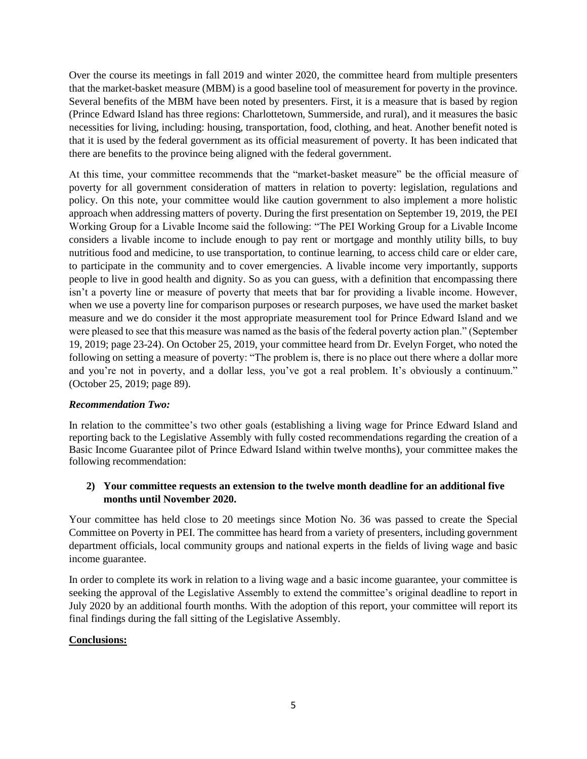Over the course its meetings in fall 2019 and winter 2020, the committee heard from multiple presenters that the market-basket measure (MBM) is a good baseline tool of measurement for poverty in the province. Several benefits of the MBM have been noted by presenters. First, it is a measure that is based by region (Prince Edward Island has three regions: Charlottetown, Summerside, and rural), and it measures the basic necessities for living, including: housing, transportation, food, clothing, and heat. Another benefit noted is that it is used by the federal government as its official measurement of poverty. It has been indicated that there are benefits to the province being aligned with the federal government.

At this time, your committee recommends that the "market-basket measure" be the official measure of poverty for all government consideration of matters in relation to poverty: legislation, regulations and policy. On this note, your committee would like caution government to also implement a more holistic approach when addressing matters of poverty. During the first presentation on September 19, 2019, the PEI Working Group for a Livable Income said the following: "The PEI Working Group for a Livable Income considers a livable income to include enough to pay rent or mortgage and monthly utility bills, to buy nutritious food and medicine, to use transportation, to continue learning, to access child care or elder care, to participate in the community and to cover emergencies. A livable income very importantly, supports people to live in good health and dignity. So as you can guess, with a definition that encompassing there isn't a poverty line or measure of poverty that meets that bar for providing a livable income. However, when we use a poverty line for comparison purposes or research purposes, we have used the market basket measure and we do consider it the most appropriate measurement tool for Prince Edward Island and we were pleased to see that this measure was named as the basis of the federal poverty action plan." (September 19, 2019; page 23-24). On October 25, 2019, your committee heard from Dr. Evelyn Forget, who noted the following on setting a measure of poverty: "The problem is, there is no place out there where a dollar more and you're not in poverty, and a dollar less, you've got a real problem. It's obviously a continuum." (October 25, 2019; page 89).

***Recommendation Two:***

In relation to the committee's two other goals (establishing a living wage for Prince Edward Island and reporting back to the Legislative Assembly with fully costed recommendations regarding the creation of a Basic Income Guarantee pilot of Prince Edward Island within twelve months), your committee makes the following recommendation:

**2) Your committee requests an extension to the twelve month deadline for an additional five months until November 2020.**

Your committee has held close to 20 meetings since Motion No. 36 was passed to create the Special Committee on Poverty in PEI. The committee has heard from a variety of presenters, including government department officials, local community groups and national experts in the fields of living wage and basic income guarantee.

In order to complete its work in relation to a living wage and a basic income guarantee, your committee is seeking the approval of the Legislative Assembly to extend the committee's original deadline to report in July 2020 by an additional fourth months. With the adoption of this report, your committee will report its final findings during the fall sitting of the Legislative Assembly.

**<u>Conclusions:</u>**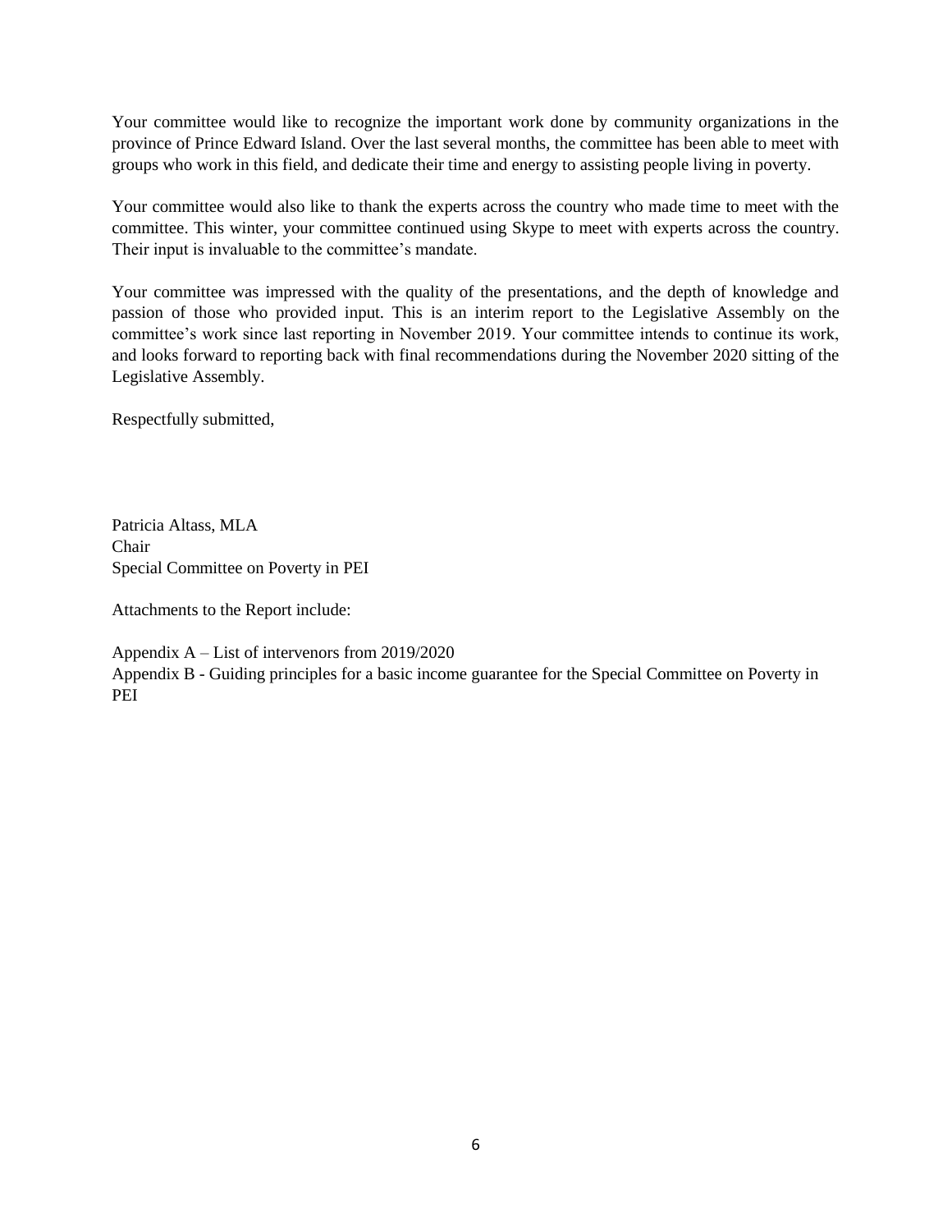Your committee would like to recognize the important work done by community organizations in the province of Prince Edward Island. Over the last several months, the committee has been able to meet with groups who work in this field, and dedicate their time and energy to assisting people living in poverty.

Your committee would also like to thank the experts across the country who made time to meet with the committee. This winter, your committee continued using Skype to meet with experts across the country. Their input is invaluable to the committee's mandate.

Your committee was impressed with the quality of the presentations, and the depth of knowledge and passion of those who provided input. This is an interim report to the Legislative Assembly on the committee's work since last reporting in November 2019. Your committee intends to continue its work, and looks forward to reporting back with final recommendations during the November 2020 sitting of the Legislative Assembly.

Respectfully submitted,

Patricia Altass, MLA
Chair
Special Committee on Poverty in PEI

Attachments to the Report include:

Appendix A – List of intervenors from 2019/2020
Appendix B - Guiding principles for a basic income guarantee for the Special Committee on Poverty in PEI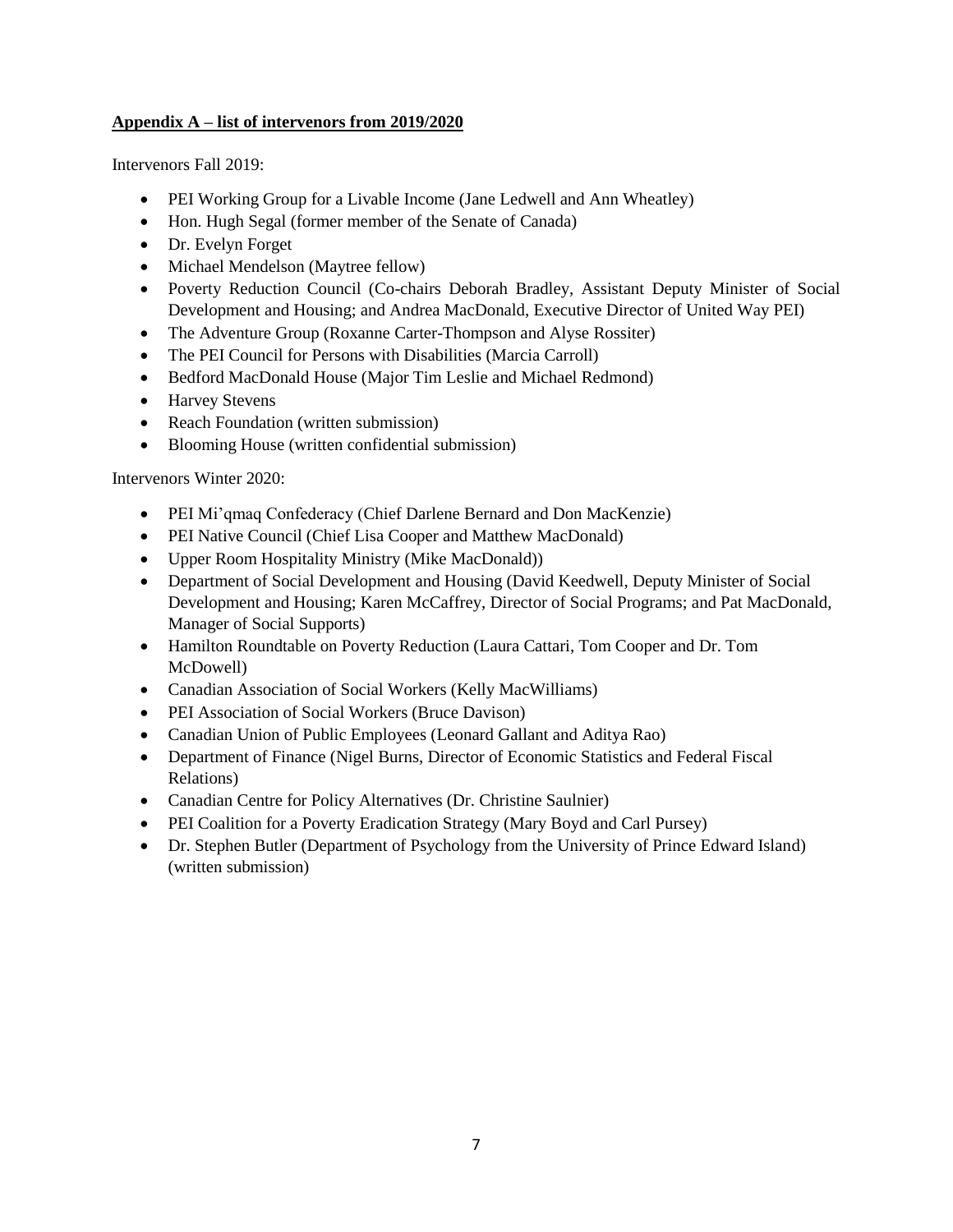**Appendix A – list of intervenors from 2019/2020**

Intervenors Fall 2019:

- PEI Working Group for a Livable Income (Jane Ledwell and Ann Wheatley)
- Hon. Hugh Segal (former member of the Senate of Canada)
- Dr. Evelyn Forget
- Michael Mendelson (Maytree fellow)
- Poverty Reduction Council (Co-chairs Deborah Bradley, Assistant Deputy Minister of Social Development and Housing; and Andrea MacDonald, Executive Director of United Way PEI)
- The Adventure Group (Roxanne Carter-Thompson and Alyse Rossiter)
- The PEI Council for Persons with Disabilities (Marcia Carroll)
- Bedford MacDonald House (Major Tim Leslie and Michael Redmond)
- Harvey Stevens
- Reach Foundation (written submission)
- Blooming House (written confidential submission)

Intervenors Winter 2020:

- PEI Mi'qmaq Confederacy (Chief Darlene Bernard and Don MacKenzie)
- PEI Native Council (Chief Lisa Cooper and Matthew MacDonald)
- Upper Room Hospitality Ministry (Mike MacDonald))
- Department of Social Development and Housing (David Keedwell, Deputy Minister of Social Development and Housing; Karen McCaffrey, Director of Social Programs; and Pat MacDonald, Manager of Social Supports)
- Hamilton Roundtable on Poverty Reduction (Laura Cattari, Tom Cooper and Dr. Tom McDowell)
- Canadian Association of Social Workers (Kelly MacWilliams)
- PEI Association of Social Workers (Bruce Davison)
- Canadian Union of Public Employees (Leonard Gallant and Aditya Rao)
- Department of Finance (Nigel Burns, Director of Economic Statistics and Federal Fiscal Relations)
- Canadian Centre for Policy Alternatives (Dr. Christine Saulnier)
- PEI Coalition for a Poverty Eradication Strategy (Mary Boyd and Carl Pursey)
- Dr. Stephen Butler (Department of Psychology from the University of Prince Edward Island) (written submission)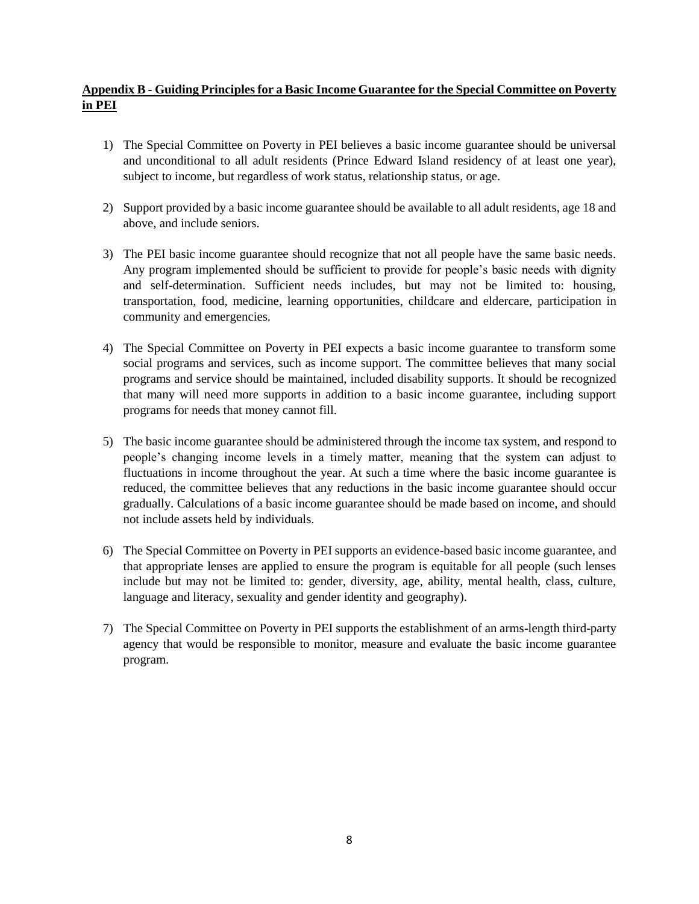## **Appendix B - Guiding Principles for a Basic Income Guarantee for the Special Committee on Poverty in PEI**

1) The Special Committee on Poverty in PEI believes a basic income guarantee should be universal and unconditional to all adult residents (Prince Edward Island residency of at least one year), subject to income, but regardless of work status, relationship status, or age.

2) Support provided by a basic income guarantee should be available to all adult residents, age 18 and above, and include seniors.

3) The PEI basic income guarantee should recognize that not all people have the same basic needs. Any program implemented should be sufficient to provide for people's basic needs with dignity and self-determination. Sufficient needs includes, but may not be limited to: housing, transportation, food, medicine, learning opportunities, childcare and eldercare, participation in community and emergencies.

4) The Special Committee on Poverty in PEI expects a basic income guarantee to transform some social programs and services, such as income support. The committee believes that many social programs and service should be maintained, included disability supports. It should be recognized that many will need more supports in addition to a basic income guarantee, including support programs for needs that money cannot fill.

5) The basic income guarantee should be administered through the income tax system, and respond to people's changing income levels in a timely matter, meaning that the system can adjust to fluctuations in income throughout the year. At such a time where the basic income guarantee is reduced, the committee believes that any reductions in the basic income guarantee should occur gradually. Calculations of a basic income guarantee should be made based on income, and should not include assets held by individuals.

6) The Special Committee on Poverty in PEI supports an evidence-based basic income guarantee, and that appropriate lenses are applied to ensure the program is equitable for all people (such lenses include but may not be limited to: gender, diversity, age, ability, mental health, class, culture, language and literacy, sexuality and gender identity and geography).

7) The Special Committee on Poverty in PEI supports the establishment of an arms-length third-party agency that would be responsible to monitor, measure and evaluate the basic income guarantee program.